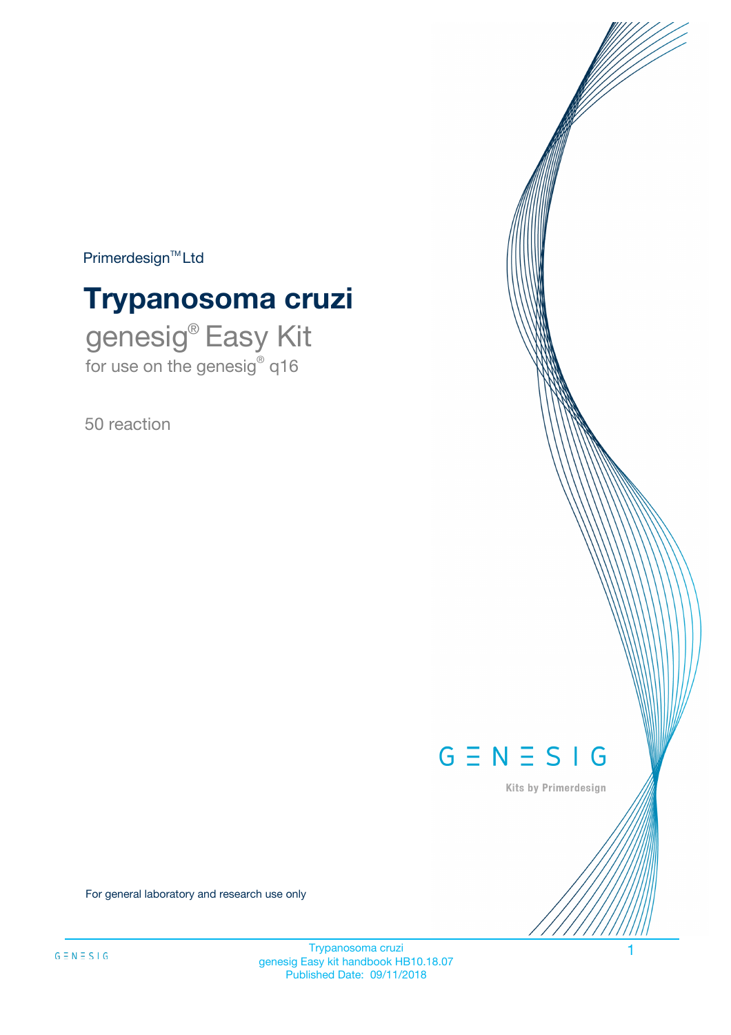Primerdesign™ Ltd

# Trypanosoma cruzi

genesig® Easy Kit

for use on the genesig® q16

50 reaction

For general laboratory and research use only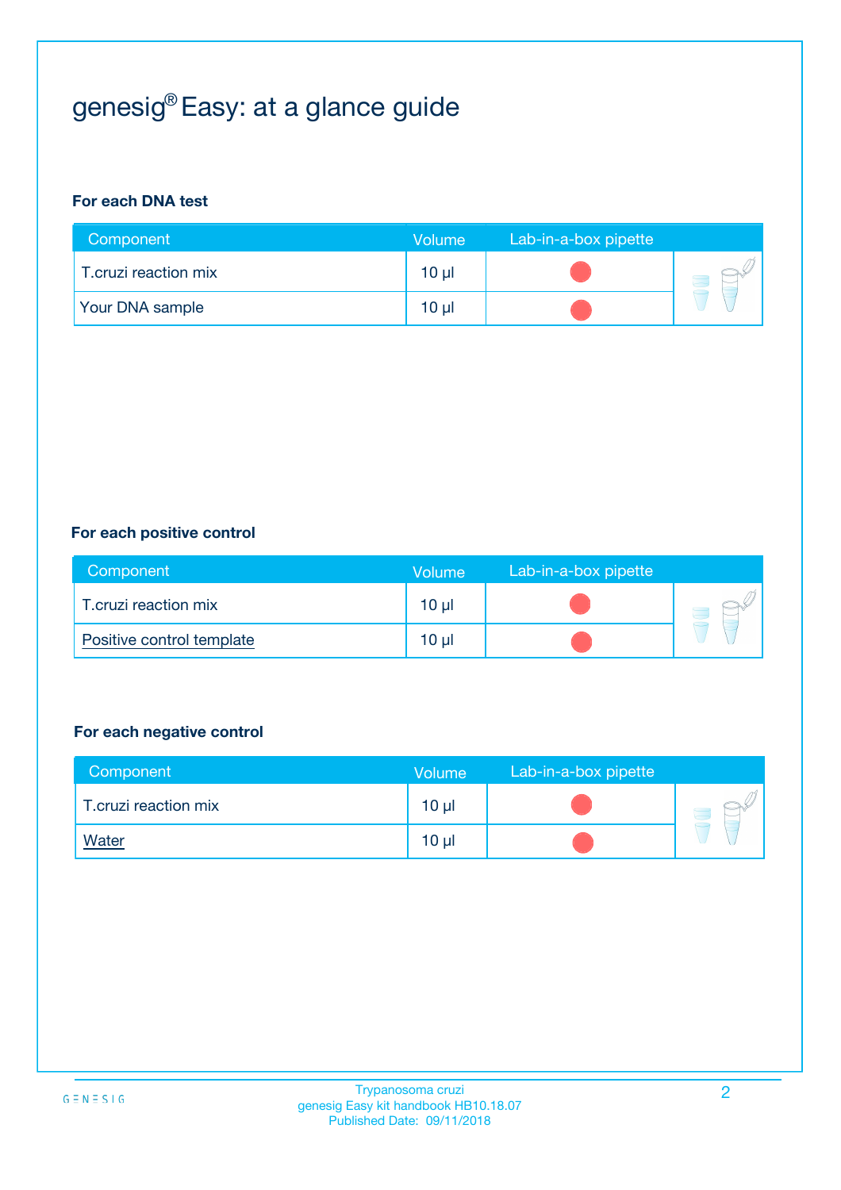# genesig® Easy: at a glance guide

**For each DNA test**

| Component | Volume | Lab-in-a-box pipette |
|---|---|---|
| T.cruzi reaction mix | 10 µl | |
| Your DNA sample | 10 µl | |

**For each positive control**

| Component | Volume | Lab-in-a-box pipette |
|---|---|---|
| T.cruzi reaction mix | 10 µl | |
| Positive control template | 10 µl | |

**For each negative control**

| Component | Volume | Lab-in-a-box pipette |
|---|---|---|
| T.cruzi reaction mix | 10 µl | |
| Water | 10 µl | |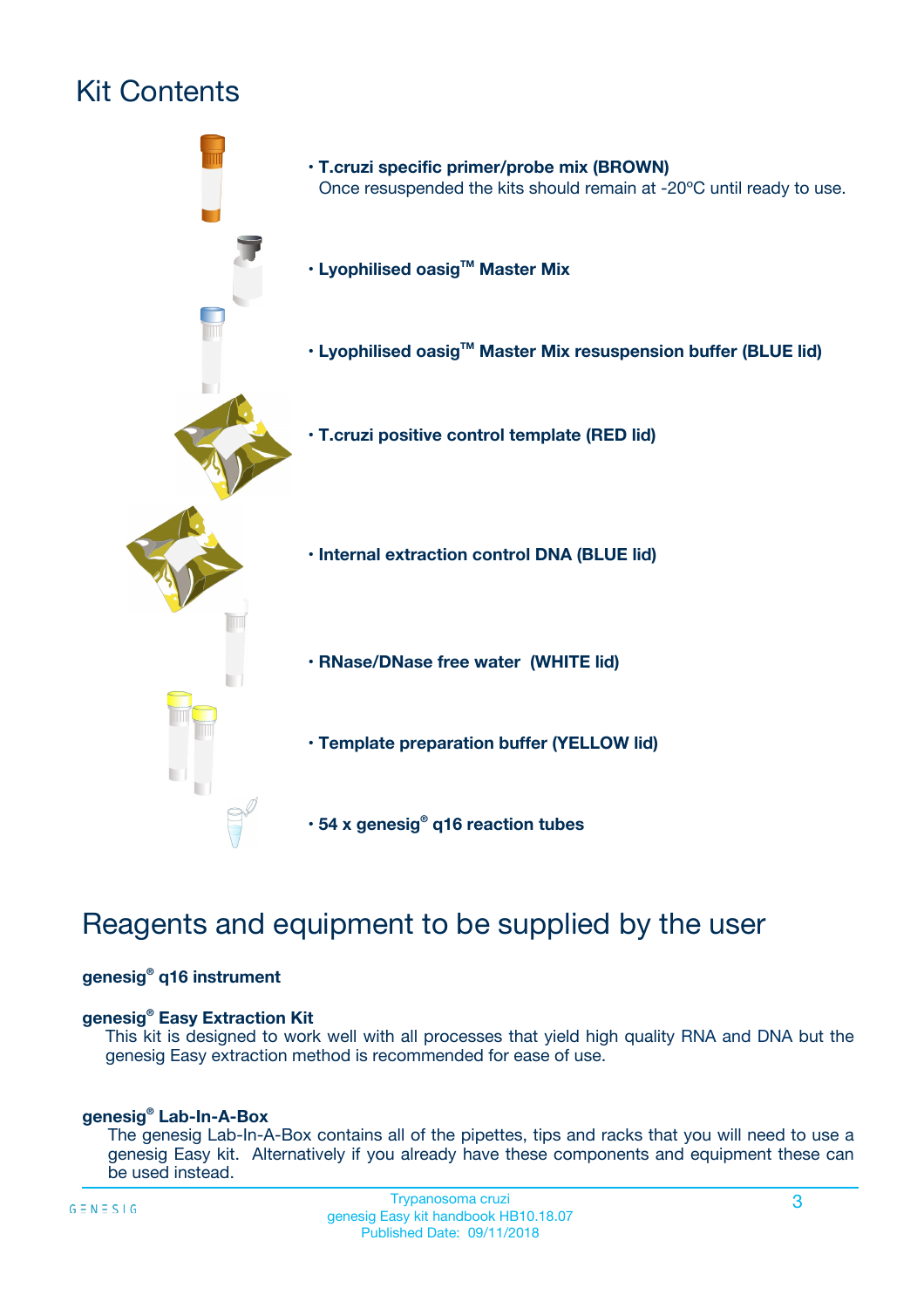# Kit Contents

- **T.cruzi specific primer/probe mix (BROWN)**
  Once resuspended the kits should remain at -20ºC until ready to use.
- **Lyophilised oasig™ Master Mix**
- **Lyophilised oasig™ Master Mix resuspension buffer (BLUE lid)**
- **T.cruzi positive control template (RED lid)**
- **Internal extraction control DNA (BLUE lid)**
- **RNase/DNase free water (WHITE lid)**
- **Template preparation buffer (YELLOW lid)**
- **54 x genesig® q16 reaction tubes**

# Reagents and equipment to be supplied by the user

**genesig® q16 instrument**

**genesig® Easy Extraction Kit**

This kit is designed to work well with all processes that yield high quality RNA and DNA but the genesig Easy extraction method is recommended for ease of use.

**genesig® Lab-In-A-Box**

The genesig Lab-In-A-Box contains all of the pipettes, tips and racks that you will need to use a genesig Easy kit. Alternatively if you already have these components and equipment these can be used instead.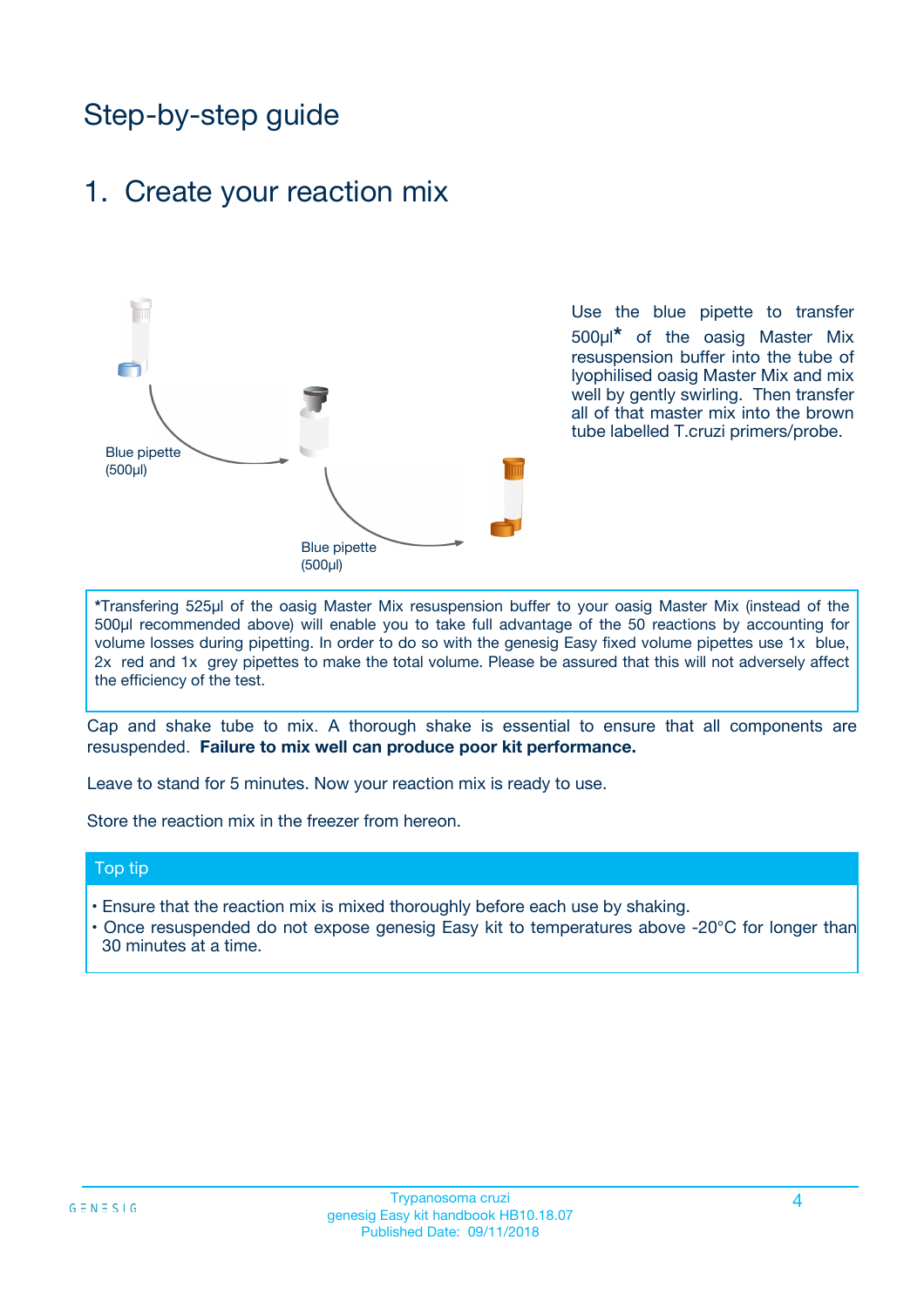# Step-by-step guide

## 1. Create your reaction mix

Blue pipette (500µl)

Blue pipette (500µl)

Use the blue pipette to transfer 500µl* of the oasig Master Mix resuspension buffer into the tube of lyophilised oasig Master Mix and mix well by gently swirling. Then transfer all of that master mix into the brown tube labelled T.cruzi primers/probe.

*Transfering 525µl of the oasig Master Mix resuspension buffer to your oasig Master Mix (instead of the 500µl recommended above) will enable you to take full advantage of the 50 reactions by accounting for volume losses during pipetting. In order to do so with the genesig Easy fixed volume pipettes use 1x blue, 2x red and 1x grey pipettes to make the total volume. Please be assured that this will not adversely affect the efficiency of the test.

Cap and shake tube to mix. A thorough shake is essential to ensure that all components are resuspended. **Failure to mix well can produce poor kit performance.**

Leave to stand for 5 minutes. Now your reaction mix is ready to use.

Store the reaction mix in the freezer from hereon.

### Top tip

- Ensure that the reaction mix is mixed thoroughly before each use by shaking.
- Once resuspended do not expose genesig Easy kit to temperatures above -20°C for longer than 30 minutes at a time.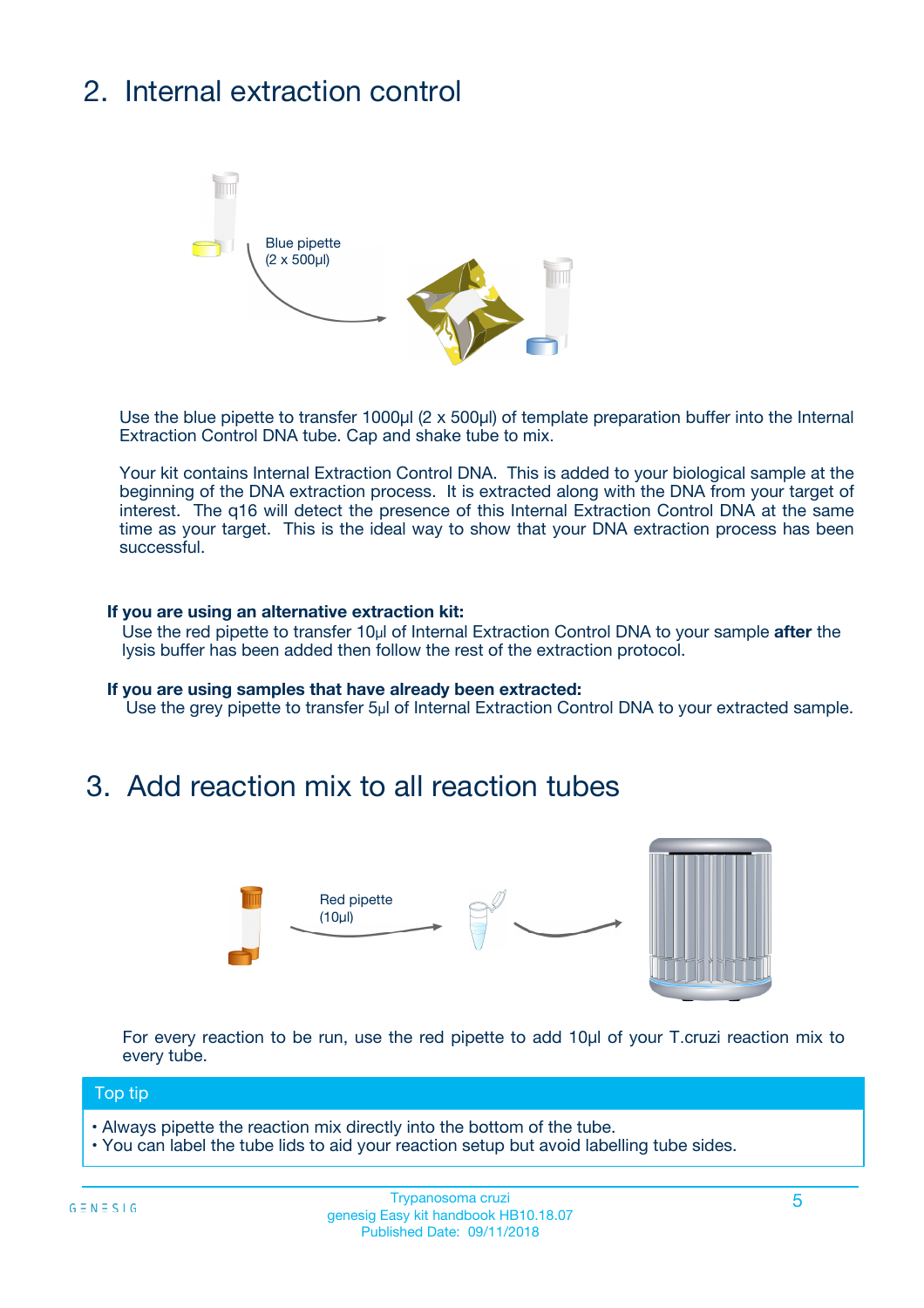## 2. Internal extraction control

Blue pipette
(2 x 500µl)

Use the blue pipette to transfer 1000µl (2 x 500µl) of template preparation buffer into the Internal Extraction Control DNA tube. Cap and shake tube to mix.

Your kit contains Internal Extraction Control DNA. This is added to your biological sample at the beginning of the DNA extraction process. It is extracted along with the DNA from your target of interest. The q16 will detect the presence of this Internal Extraction Control DNA at the same time as your target. This is the ideal way to show that your DNA extraction process has been successful.

**If you are using an alternative extraction kit:**
Use the red pipette to transfer 10µl of Internal Extraction Control DNA to your sample **after** the lysis buffer has been added then follow the rest of the extraction protocol.

**If you are using samples that have already been extracted:**
Use the grey pipette to transfer 5µl of Internal Extraction Control DNA to your extracted sample.

## 3. Add reaction mix to all reaction tubes

Red pipette
(10µl)

For every reaction to be run, use the red pipette to add 10µl of your T.cruzi reaction mix to every tube.

**Top tip**

- Always pipette the reaction mix directly into the bottom of the tube.
- You can label the tube lids to aid your reaction setup but avoid labelling tube sides.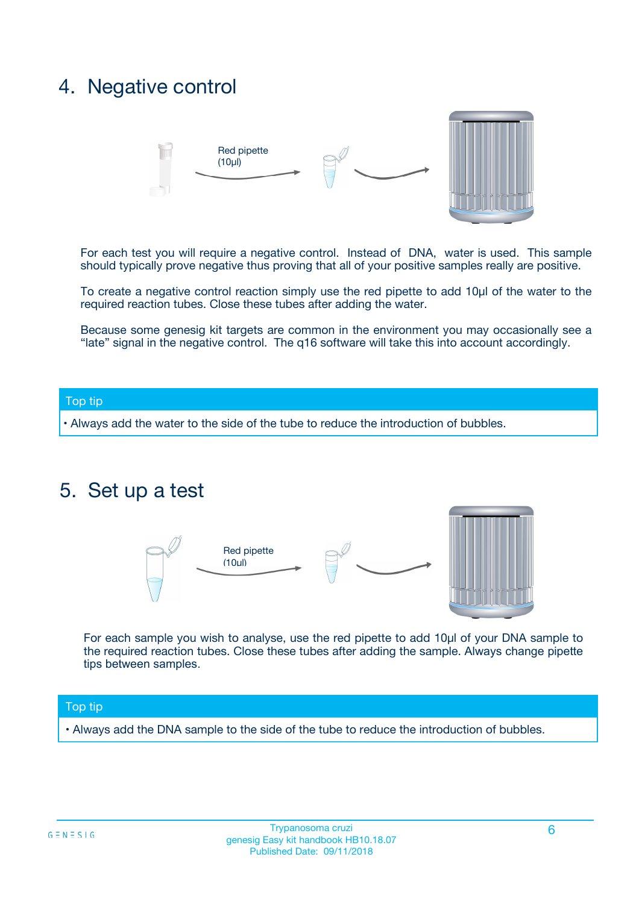## 4. Negative control

Red pipette (10µl)

For each test you will require a negative control. Instead of DNA, water is used. This sample should typically prove negative thus proving that all of your positive samples really are positive.

To create a negative control reaction simply use the red pipette to add 10µl of the water to the required reaction tubes. Close these tubes after adding the water.

Because some genesig kit targets are common in the environment you may occasionally see a "late" signal in the negative control. The q16 software will take this into account accordingly.

**Top tip**

- Always add the water to the side of the tube to reduce the introduction of bubbles.

## 5. Set up a test

Red pipette (10µl)

For each sample you wish to analyse, use the red pipette to add 10µl of your DNA sample to the required reaction tubes. Close these tubes after adding the sample. Always change pipette tips between samples.

**Top tip**

- Always add the DNA sample to the side of the tube to reduce the introduction of bubbles.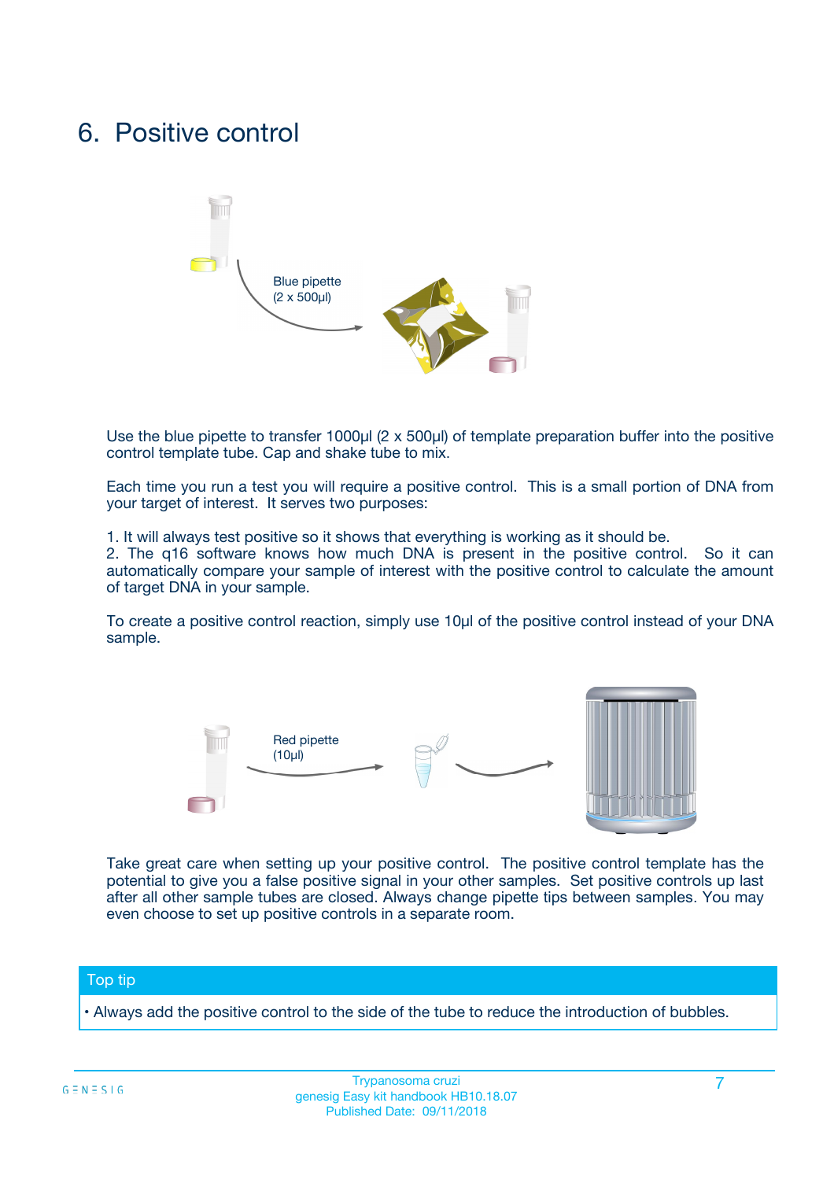# 6. Positive control

Blue pipette
(2 x 500µl)

Use the blue pipette to transfer 1000µl (2 x 500µl) of template preparation buffer into the positive control template tube. Cap and shake tube to mix.

Each time you run a test you will require a positive control. This is a small portion of DNA from your target of interest. It serves two purposes:

1. It will always test positive so it shows that everything is working as it should be.
2. The q16 software knows how much DNA is present in the positive control. So it can automatically compare your sample of interest with the positive control to calculate the amount of target DNA in your sample.

To create a positive control reaction, simply use 10µl of the positive control instead of your DNA sample.

Red pipette
(10µl)

Take great care when setting up your positive control. The positive control template has the potential to give you a false positive signal in your other samples. Set positive controls up last after all other sample tubes are closed. Always change pipette tips between samples. You may even choose to set up positive controls in a separate room.

**Top tip**

- Always add the positive control to the side of the tube to reduce the introduction of bubbles.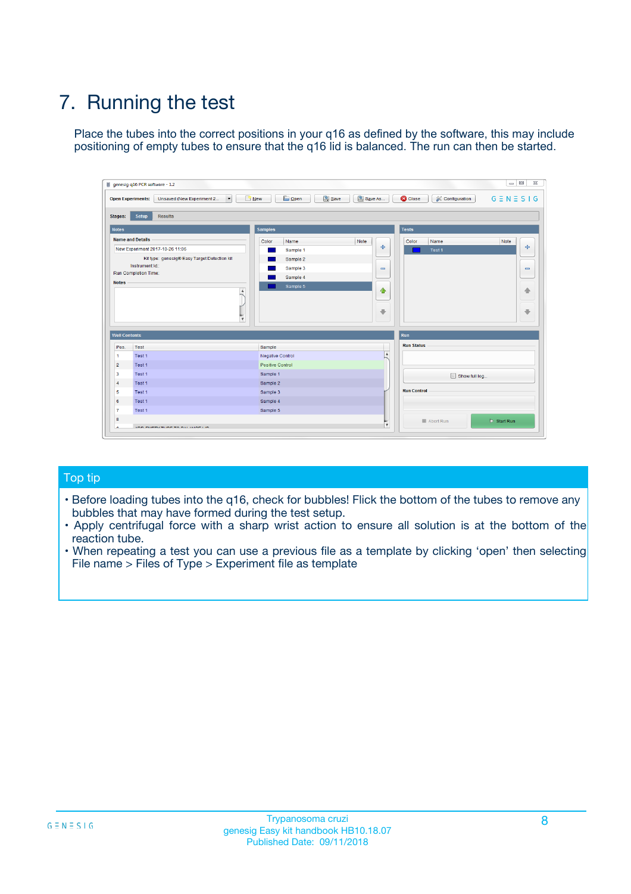# 7. Running the test

Place the tubes into the correct positions in your q16 as defined by the software, this may include positioning of empty tubes to ensure that the q16 lid is balanced. The run can then be started.

## Top tip

- Before loading tubes into the q16, check for bubbles! Flick the bottom of the tubes to remove any bubbles that may have formed during the test setup.
- Apply centrifugal force with a sharp wrist action to ensure all solution is at the bottom of the reaction tube.
- When repeating a test you can use a previous file as a template by clicking 'open' then selecting File name > Files of Type > Experiment file as template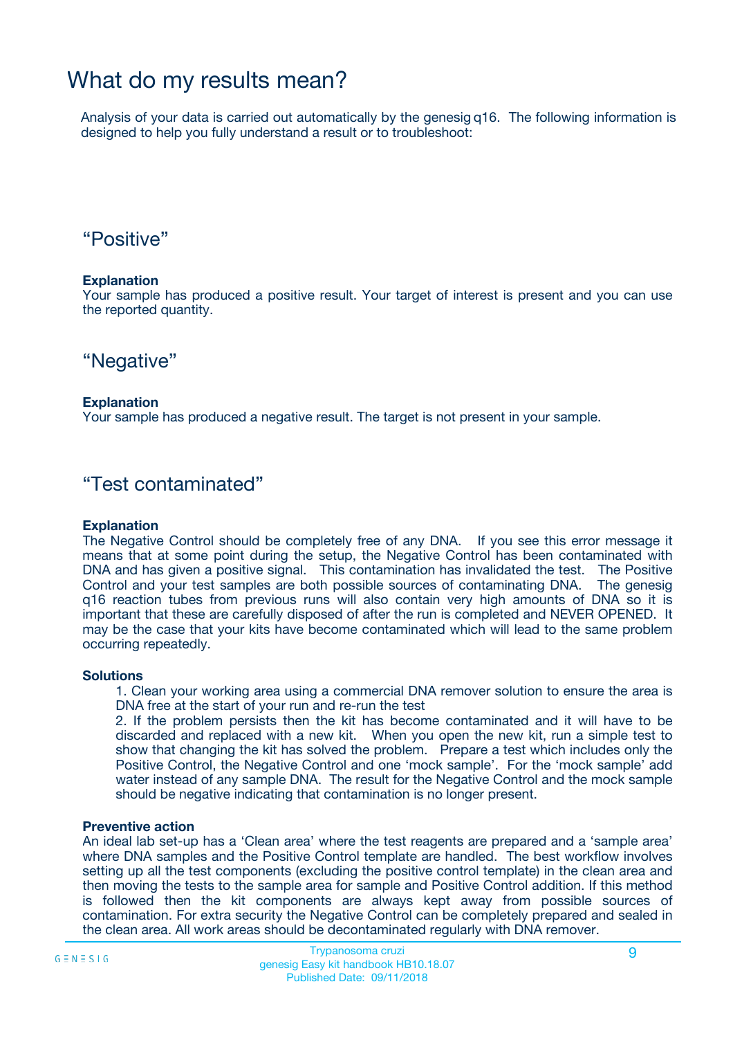# What do my results mean?

Analysis of your data is carried out automatically by the genesig q16. The following information is designed to help you fully understand a result or to troubleshoot:

## “Positive”

**Explanation**

Your sample has produced a positive result. Your target of interest is present and you can use the reported quantity.

## “Negative”

**Explanation**

Your sample has produced a negative result. The target is not present in your sample.

## “Test contaminated”

**Explanation**

The Negative Control should be completely free of any DNA. If you see this error message it means that at some point during the setup, the Negative Control has been contaminated with DNA and has given a positive signal. This contamination has invalidated the test. The Positive Control and your test samples are both possible sources of contaminating DNA. The genesig q16 reaction tubes from previous runs will also contain very high amounts of DNA so it is important that these are carefully disposed of after the run is completed and NEVER OPENED. It may be the case that your kits have become contaminated which will lead to the same problem occurring repeatedly.

**Solutions**

1. Clean your working area using a commercial DNA remover solution to ensure the area is DNA free at the start of your run and re-run the test
2. If the problem persists then the kit has become contaminated and it will have to be discarded and replaced with a new kit. When you open the new kit, run a simple test to show that changing the kit has solved the problem. Prepare a test which includes only the Positive Control, the Negative Control and one ‘mock sample’. For the ‘mock sample’ add water instead of any sample DNA. The result for the Negative Control and the mock sample should be negative indicating that contamination is no longer present.

**Preventive action**

An ideal lab set-up has a ‘Clean area’ where the test reagents are prepared and a ‘sample area’ where DNA samples and the Positive Control template are handled. The best workflow involves setting up all the test components (excluding the positive control template) in the clean area and then moving the tests to the sample area for sample and Positive Control addition. If this method is followed then the kit components are always kept away from possible sources of contamination. For extra security the Negative Control can be completely prepared and sealed in the clean area. All work areas should be decontaminated regularly with DNA remover.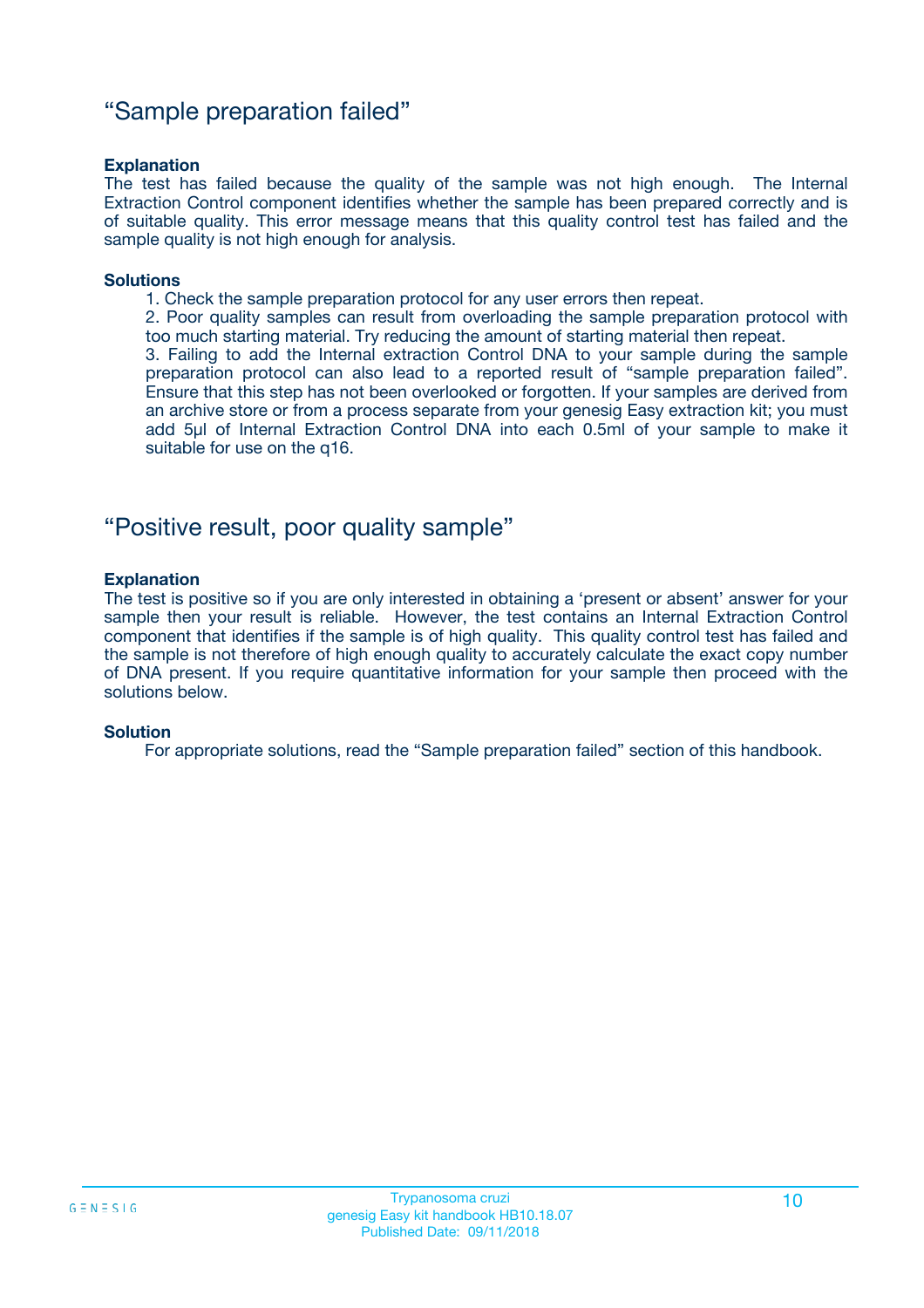## “Sample preparation failed”

**Explanation**

The test has failed because the quality of the sample was not high enough. The Internal Extraction Control component identifies whether the sample has been prepared correctly and is of suitable quality. This error message means that this quality control test has failed and the sample quality is not high enough for analysis.

**Solutions**

1. Check the sample preparation protocol for any user errors then repeat.
2. Poor quality samples can result from overloading the sample preparation protocol with too much starting material. Try reducing the amount of starting material then repeat.
3. Failing to add the Internal extraction Control DNA to your sample during the sample preparation protocol can also lead to a reported result of “sample preparation failed”. Ensure that this step has not been overlooked or forgotten. If your samples are derived from an archive store or from a process separate from your genesig Easy extraction kit; you must add 5µl of Internal Extraction Control DNA into each 0.5ml of your sample to make it suitable for use on the q16.

## “Positive result, poor quality sample”

**Explanation**

The test is positive so if you are only interested in obtaining a ‘present or absent’ answer for your sample then your result is reliable. However, the test contains an Internal Extraction Control component that identifies if the sample is of high quality. This quality control test has failed and the sample is not therefore of high enough quality to accurately calculate the exact copy number of DNA present. If you require quantitative information for your sample then proceed with the solutions below.

**Solution**

For appropriate solutions, read the “Sample preparation failed” section of this handbook.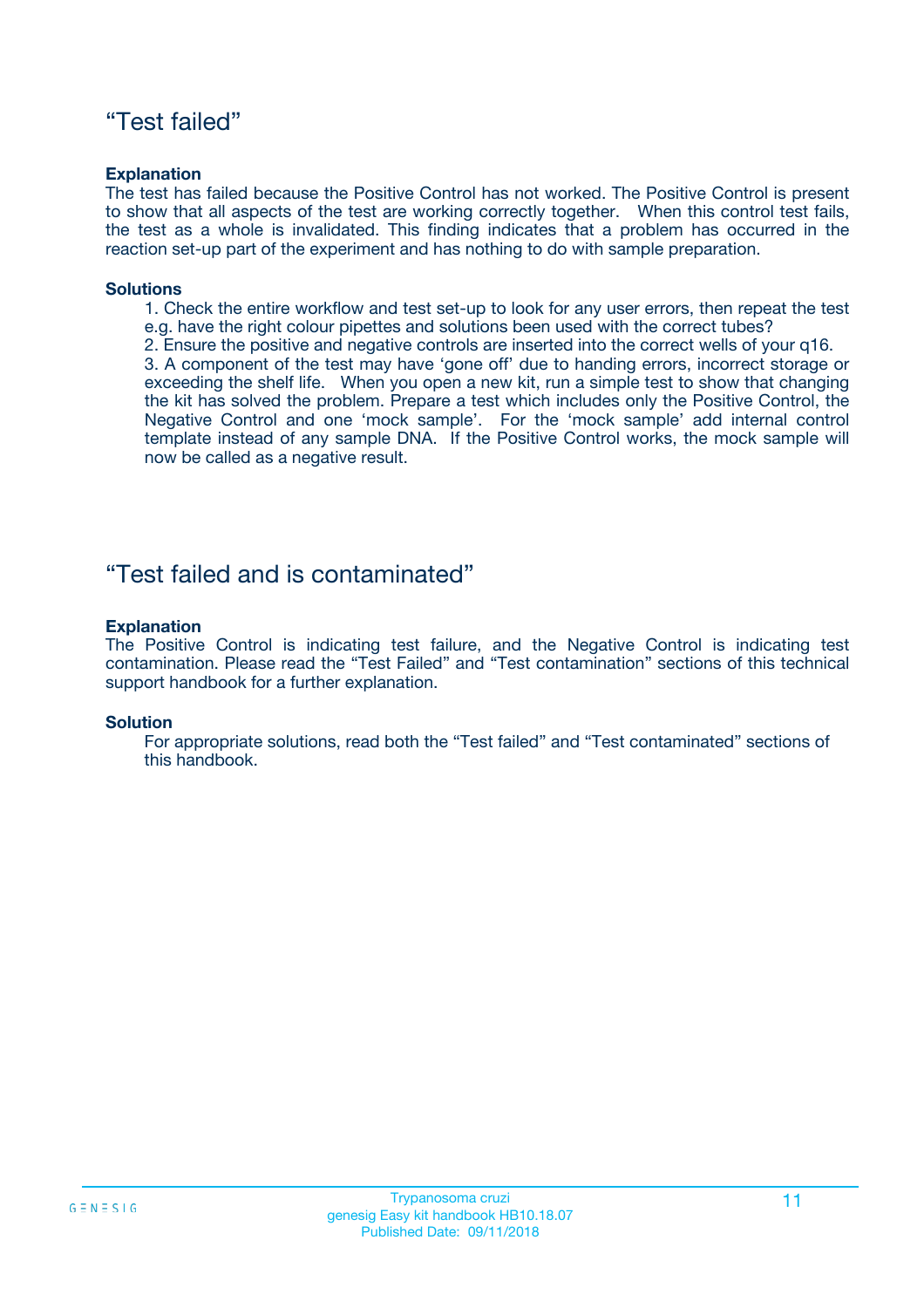## “Test failed”

**Explanation**

The test has failed because the Positive Control has not worked. The Positive Control is present to show that all aspects of the test are working correctly together. When this control test fails, the test as a whole is invalidated. This finding indicates that a problem has occurred in the reaction set-up part of the experiment and has nothing to do with sample preparation.

**Solutions**

1. Check the entire workflow and test set-up to look for any user errors, then repeat the test e.g. have the right colour pipettes and solutions been used with the correct tubes?
2. Ensure the positive and negative controls are inserted into the correct wells of your q16.
3. A component of the test may have ‘gone off’ due to handing errors, incorrect storage or exceeding the shelf life. When you open a new kit, run a simple test to show that changing the kit has solved the problem. Prepare a test which includes only the Positive Control, the Negative Control and one ‘mock sample’. For the ‘mock sample’ add internal control template instead of any sample DNA. If the Positive Control works, the mock sample will now be called as a negative result.

## “Test failed and is contaminated”

**Explanation**

The Positive Control is indicating test failure, and the Negative Control is indicating test contamination. Please read the “Test Failed” and “Test contamination” sections of this technical support handbook for a further explanation.

**Solution**

For appropriate solutions, read both the “Test failed” and “Test contaminated” sections of this handbook.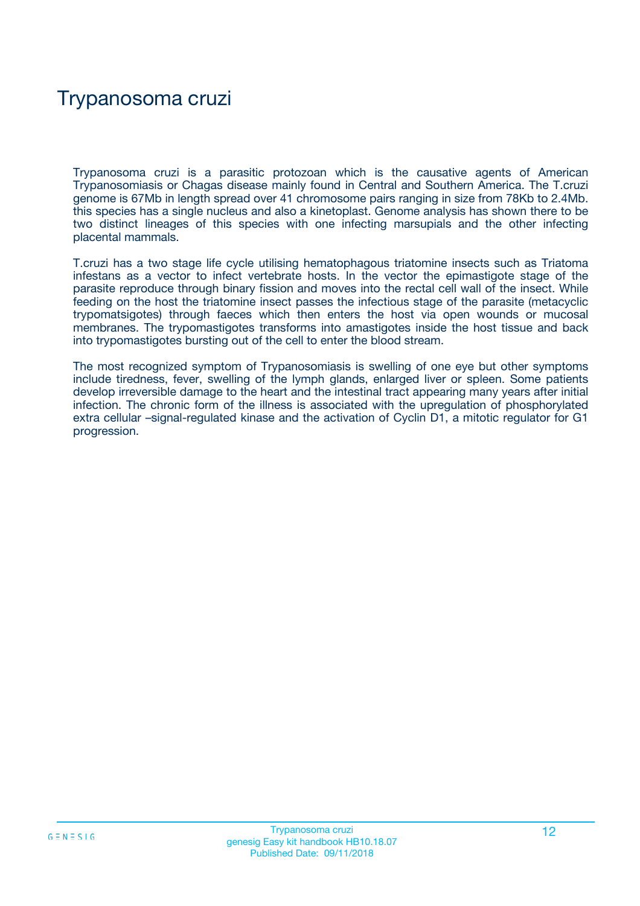# Trypanosoma cruzi

Trypanosoma cruzi is a parasitic protozoan which is the causative agents of American Trypanosomiasis or Chagas disease mainly found in Central and Southern America. The T.cruzi genome is 67Mb in length spread over 41 chromosome pairs ranging in size from 78Kb to 2.4Mb. this species has a single nucleus and also a kinetoplast. Genome analysis has shown there to be two distinct lineages of this species with one infecting marsupials and the other infecting placental mammals.

T.cruzi has a two stage life cycle utilising hematophagous triatomine insects such as Triatoma infestans as a vector to infect vertebrate hosts. In the vector the epimastigote stage of the parasite reproduce through binary fission and moves into the rectal cell wall of the insect. While feeding on the host the triatomine insect passes the infectious stage of the parasite (metacyclic trypomatsigotes) through faeces which then enters the host via open wounds or mucosal membranes. The trypomastigotes transforms into amastigotes inside the host tissue and back into trypomastigotes bursting out of the cell to enter the blood stream.

The most recognized symptom of Trypanosomiasis is swelling of one eye but other symptoms include tiredness, fever, swelling of the lymph glands, enlarged liver or spleen. Some patients develop irreversible damage to the heart and the intestinal tract appearing many years after initial infection. The chronic form of the illness is associated with the upregulation of phosphorylated extra cellular –signal-regulated kinase and the activation of Cyclin D1, a mitotic regulator for G1 progression.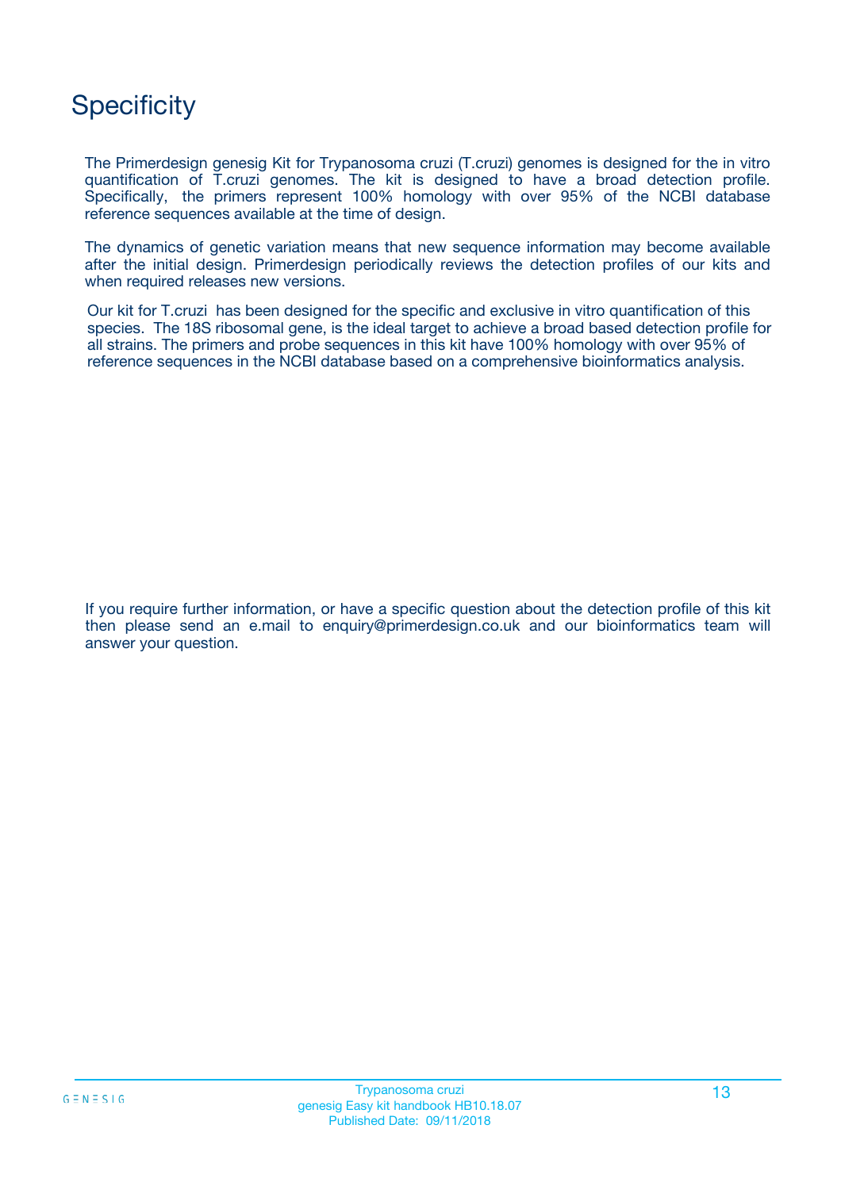# Specificity

The Primerdesign genesig Kit for Trypanosoma cruzi (T.cruzi) genomes is designed for the in vitro quantification of T.cruzi genomes. The kit is designed to have a broad detection profile. Specifically, the primers represent 100% homology with over 95% of the NCBI database reference sequences available at the time of design.

The dynamics of genetic variation means that new sequence information may become available after the initial design. Primerdesign periodically reviews the detection profiles of our kits and when required releases new versions.

Our kit for T.cruzi has been designed for the specific and exclusive in vitro quantification of this species. The 18S ribosomal gene, is the ideal target to achieve a broad based detection profile for all strains. The primers and probe sequences in this kit have 100% homology with over 95% of reference sequences in the NCBI database based on a comprehensive bioinformatics analysis.

If you require further information, or have a specific question about the detection profile of this kit then please send an e.mail to enquiry@primerdesign.co.uk and our bioinformatics team will answer your question.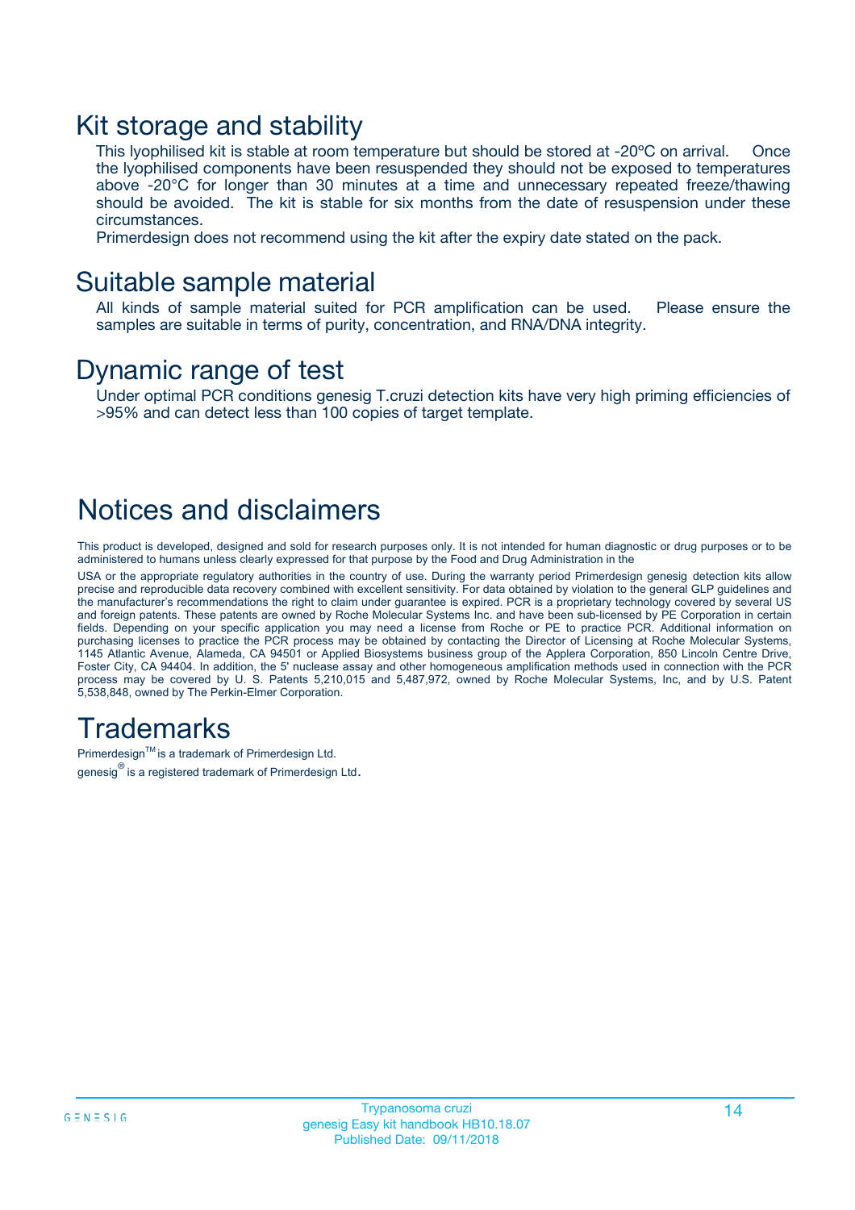## Kit storage and stability

This lyophilised kit is stable at room temperature but should be stored at -20ºC on arrival. Once the lyophilised components have been resuspended they should not be exposed to temperatures above -20°C for longer than 30 minutes at a time and unnecessary repeated freeze/thawing should be avoided. The kit is stable for six months from the date of resuspension under these circumstances.

Primerdesign does not recommend using the kit after the expiry date stated on the pack.

## Suitable sample material

All kinds of sample material suited for PCR amplification can be used. Please ensure the samples are suitable in terms of purity, concentration, and RNA/DNA integrity.

## Dynamic range of test

Under optimal PCR conditions genesig T.cruzi detection kits have very high priming efficiencies of >95% and can detect less than 100 copies of target template.

# Notices and disclaimers

This product is developed, designed and sold for research purposes only. It is not intended for human diagnostic or drug purposes or to be administered to humans unless clearly expressed for that purpose by the Food and Drug Administration in the

USA or the appropriate regulatory authorities in the country of use. During the warranty period Primerdesign genesig detection kits allow precise and reproducible data recovery combined with excellent sensitivity. For data obtained by violation to the general GLP guidelines and the manufacturer's recommendations the right to claim under guarantee is expired. PCR is a proprietary technology covered by several US and foreign patents. These patents are owned by Roche Molecular Systems Inc. and have been sub-licensed by PE Corporation in certain fields. Depending on your specific application you may need a license from Roche or PE to practice PCR. Additional information on purchasing licenses to practice the PCR process may be obtained by contacting the Director of Licensing at Roche Molecular Systems, 1145 Atlantic Avenue, Alameda, CA 94501 or Applied Biosystems business group of the Applera Corporation, 850 Lincoln Centre Drive, Foster City, CA 94404. In addition, the 5' nuclease assay and other homogeneous amplification methods used in connection with the PCR process may be covered by U. S. Patents 5,210,015 and 5,487,972, owned by Roche Molecular Systems, Inc, and by U.S. Patent 5,538,848, owned by The Perkin-Elmer Corporation.

# Trademarks

Primerdesign™ is a trademark of Primerdesign Ltd.

genesig® is a registered trademark of Primerdesign Ltd.